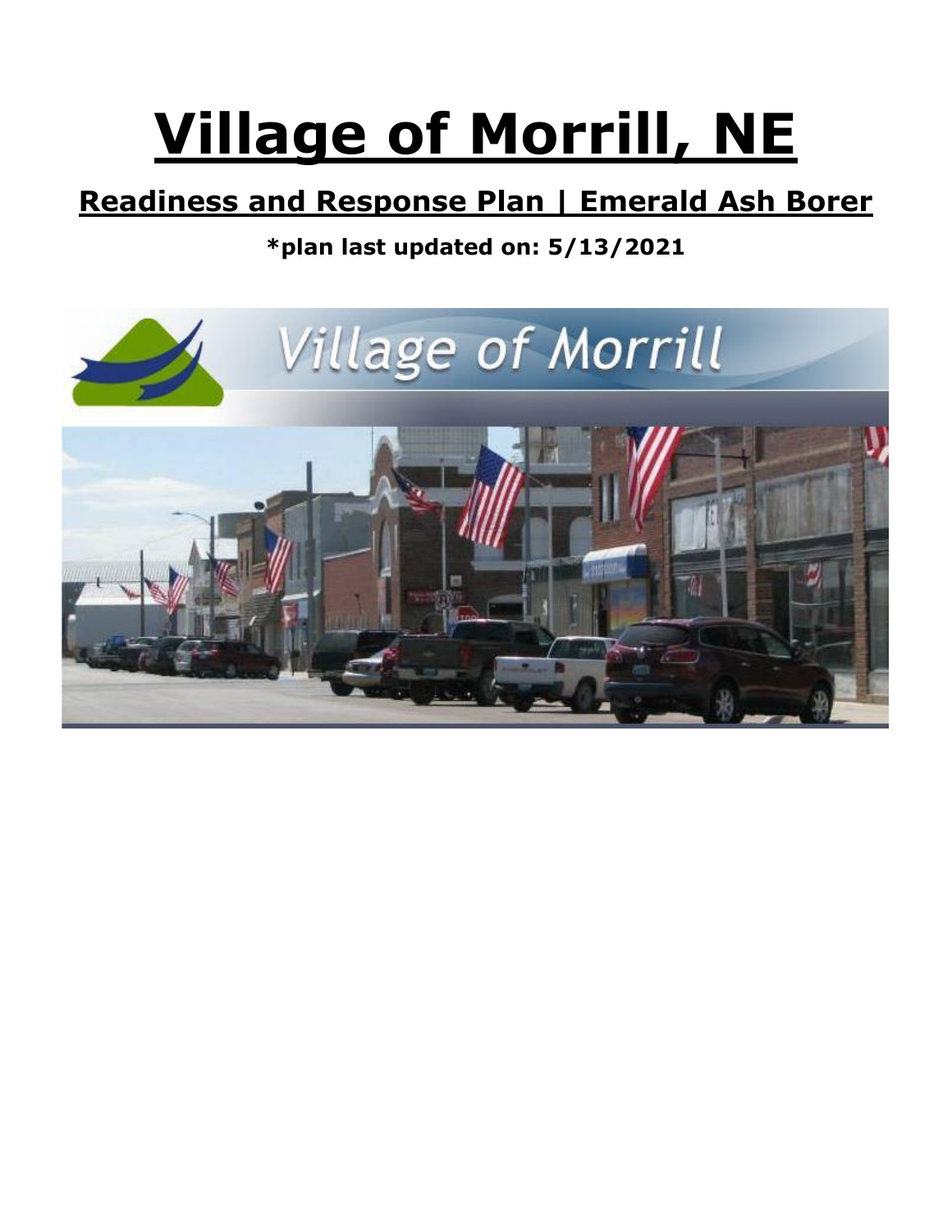# Village of Morrill, NE

## Readiness and Response Plan | Emerald Ash Borer

**\*plan last updated on: 5/13/2021**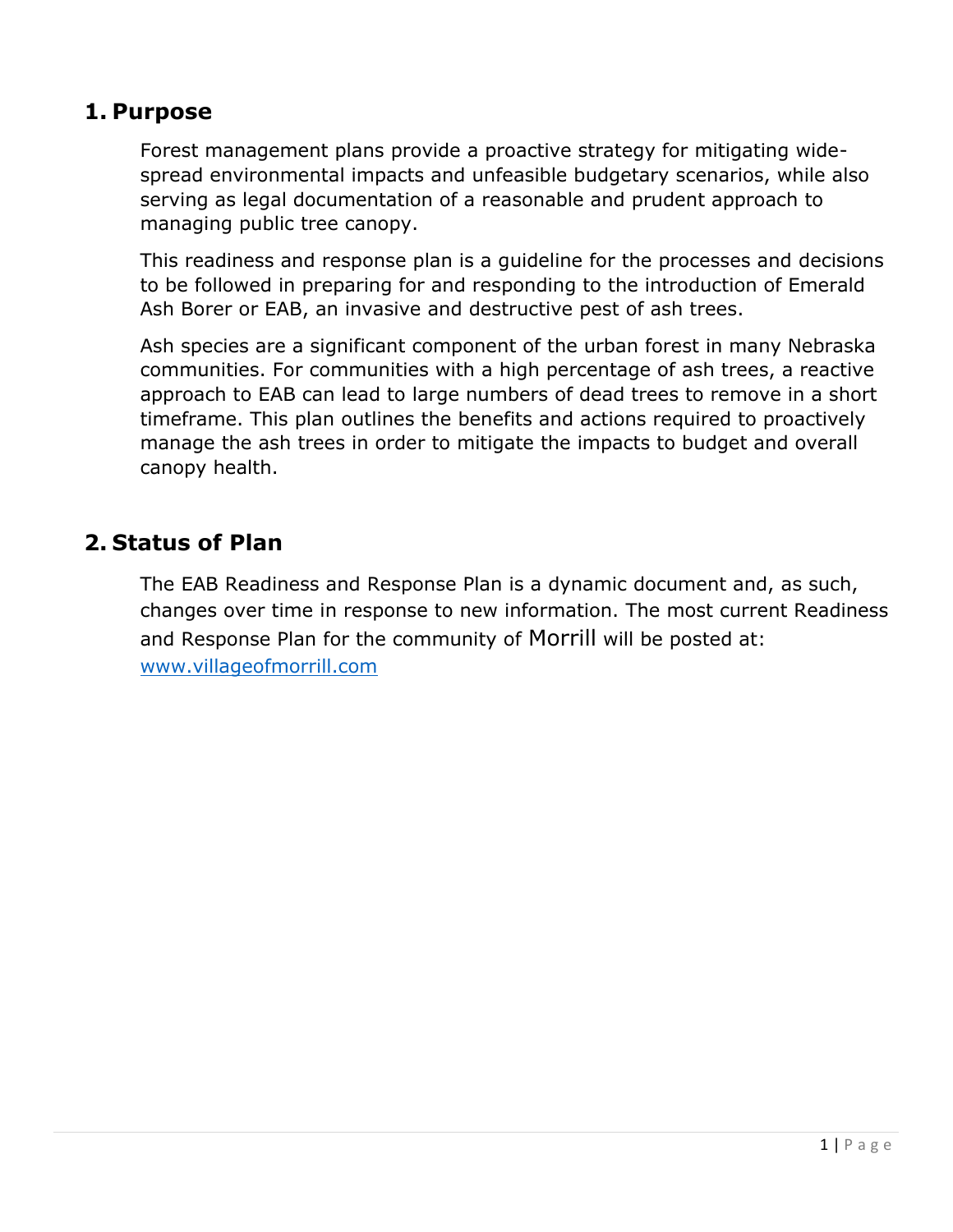## 1. Purpose

Forest management plans provide a proactive strategy for mitigating wide-spread environmental impacts and unfeasible budgetary scenarios, while also serving as legal documentation of a reasonable and prudent approach to managing public tree canopy.

This readiness and response plan is a guideline for the processes and decisions to be followed in preparing for and responding to the introduction of Emerald Ash Borer or EAB, an invasive and destructive pest of ash trees.

Ash species are a significant component of the urban forest in many Nebraska communities. For communities with a high percentage of ash trees, a reactive approach to EAB can lead to large numbers of dead trees to remove in a short timeframe. This plan outlines the benefits and actions required to proactively manage the ash trees in order to mitigate the impacts to budget and overall canopy health.

## 2. Status of Plan

The EAB Readiness and Response Plan is a dynamic document and, as such, changes over time in response to new information. The most current Readiness and Response Plan for the community of Morrill will be posted at: [www.villageofmorrill.com](http://www.villageofmorrill.com)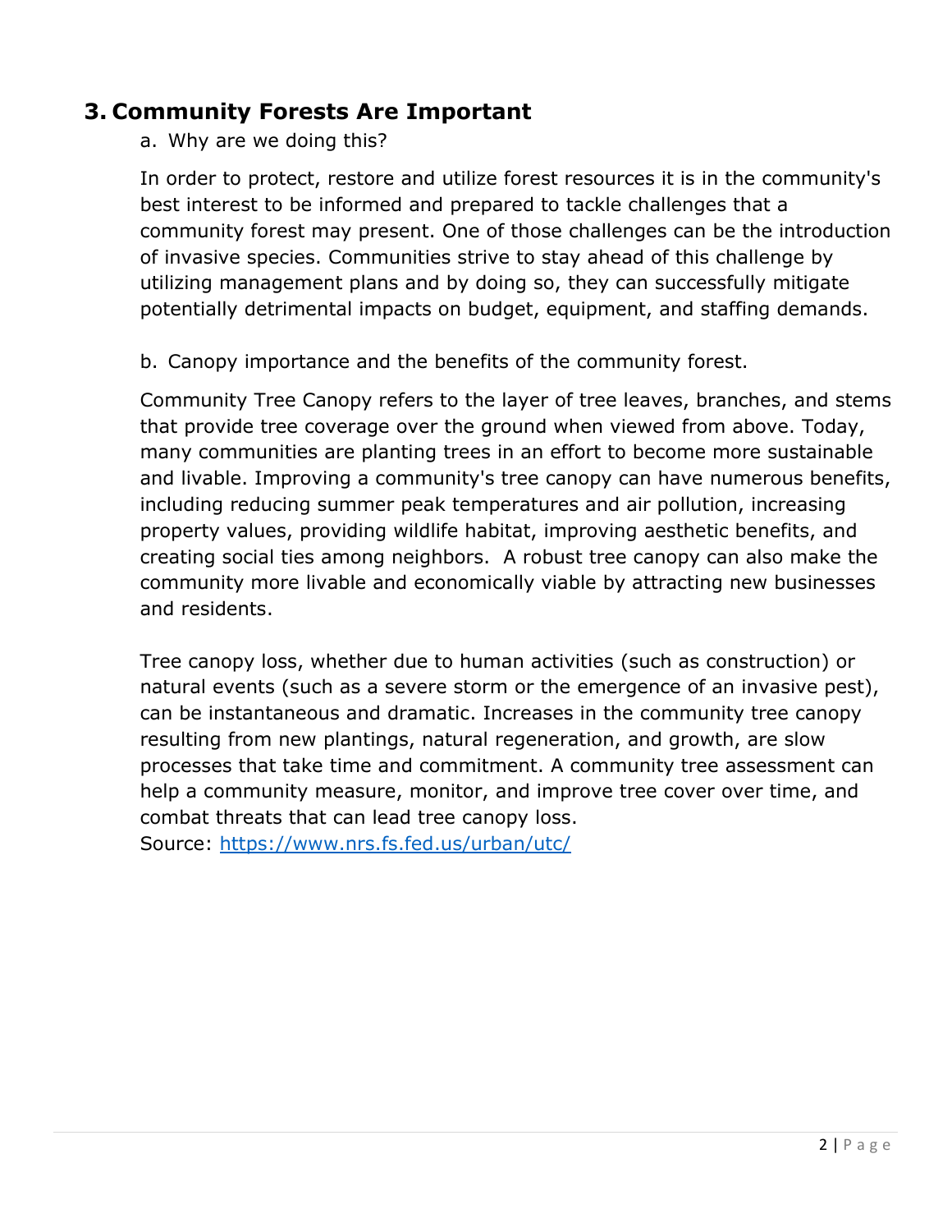## 3. Community Forests Are Important

a. Why are we doing this?

In order to protect, restore and utilize forest resources it is in the community's best interest to be informed and prepared to tackle challenges that a community forest may present. One of those challenges can be the introduction of invasive species. Communities strive to stay ahead of this challenge by utilizing management plans and by doing so, they can successfully mitigate potentially detrimental impacts on budget, equipment, and staffing demands.

b. Canopy importance and the benefits of the community forest.

Community Tree Canopy refers to the layer of tree leaves, branches, and stems that provide tree coverage over the ground when viewed from above. Today, many communities are planting trees in an effort to become more sustainable and livable. Improving a community's tree canopy can have numerous benefits, including reducing summer peak temperatures and air pollution, increasing property values, providing wildlife habitat, improving aesthetic benefits, and creating social ties among neighbors. A robust tree canopy can also make the community more livable and economically viable by attracting new businesses and residents.

Tree canopy loss, whether due to human activities (such as construction) or natural events (such as a severe storm or the emergence of an invasive pest), can be instantaneous and dramatic. Increases in the community tree canopy resulting from new plantings, natural regeneration, and growth, are slow processes that take time and commitment. A community tree assessment can help a community measure, monitor, and improve tree cover over time, and combat threats that can lead tree canopy loss.
Source: [https://www.nrs.fs.fed.us/urban/utc/](https://www.nrs.fs.fed.us/urban/utc/)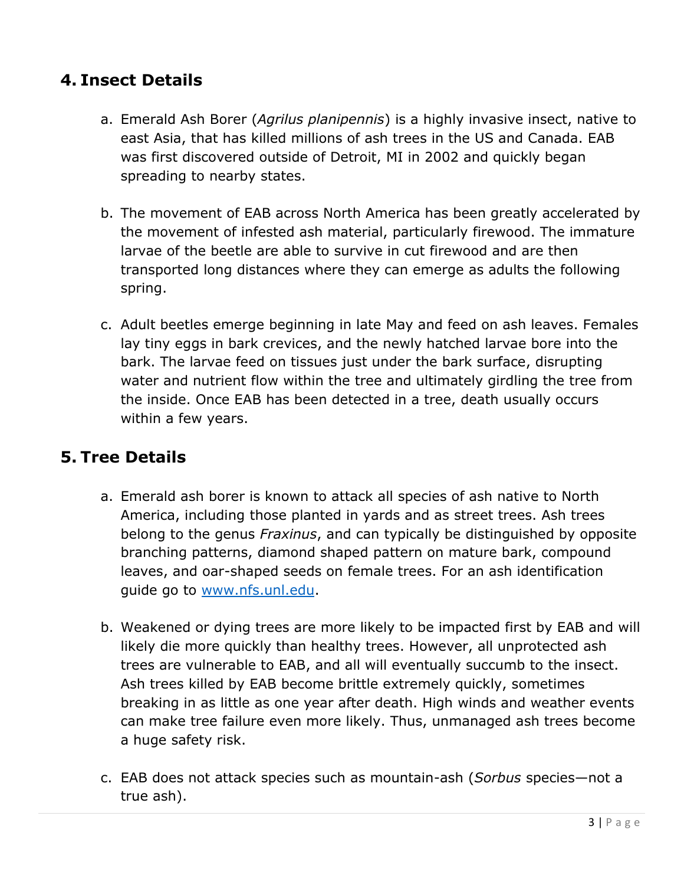## 4. Insect Details

a. Emerald Ash Borer (*Agrilus planipennis*) is a highly invasive insect, native to east Asia, that has killed millions of ash trees in the US and Canada. EAB was first discovered outside of Detroit, MI in 2002 and quickly began spreading to nearby states.

b. The movement of EAB across North America has been greatly accelerated by the movement of infested ash material, particularly firewood. The immature larvae of the beetle are able to survive in cut firewood and are then transported long distances where they can emerge as adults the following spring.

c. Adult beetles emerge beginning in late May and feed on ash leaves. Females lay tiny eggs in bark crevices, and the newly hatched larvae bore into the bark. The larvae feed on tissues just under the bark surface, disrupting water and nutrient flow within the tree and ultimately girdling the tree from the inside. Once EAB has been detected in a tree, death usually occurs within a few years.

## 5. Tree Details

a. Emerald ash borer is known to attack all species of ash native to North America, including those planted in yards and as street trees. Ash trees belong to the genus *Fraxinus*, and can typically be distinguished by opposite branching patterns, diamond shaped pattern on mature bark, compound leaves, and oar-shaped seeds on female trees. For an ash identification guide go to [www.nfs.unl.edu](http://www.nfs.unl.edu).

b. Weakened or dying trees are more likely to be impacted first by EAB and will likely die more quickly than healthy trees. However, all unprotected ash trees are vulnerable to EAB, and all will eventually succumb to the insect. Ash trees killed by EAB become brittle extremely quickly, sometimes breaking in as little as one year after death. High winds and weather events can make tree failure even more likely. Thus, unmanaged ash trees become a huge safety risk.

c. EAB does not attack species such as mountain-ash (*Sorbus* species—not a true ash).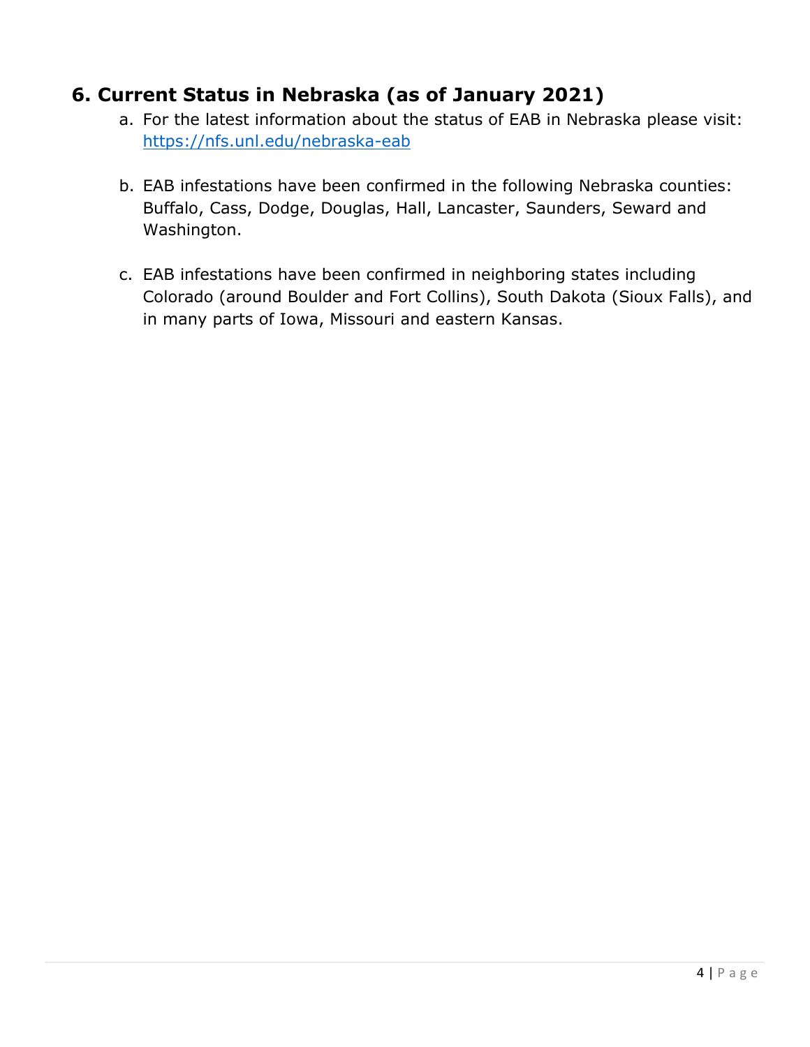## 6. Current Status in Nebraska (as of January 2021)

a. For the latest information about the status of EAB in Nebraska please visit: [https://nfs.unl.edu/nebraska-eab](https://nfs.unl.edu/nebraska-eab)

b. EAB infestations have been confirmed in the following Nebraska counties: Buffalo, Cass, Dodge, Douglas, Hall, Lancaster, Saunders, Seward and Washington.

c. EAB infestations have been confirmed in neighboring states including Colorado (around Boulder and Fort Collins), South Dakota (Sioux Falls), and in many parts of Iowa, Missouri and eastern Kansas.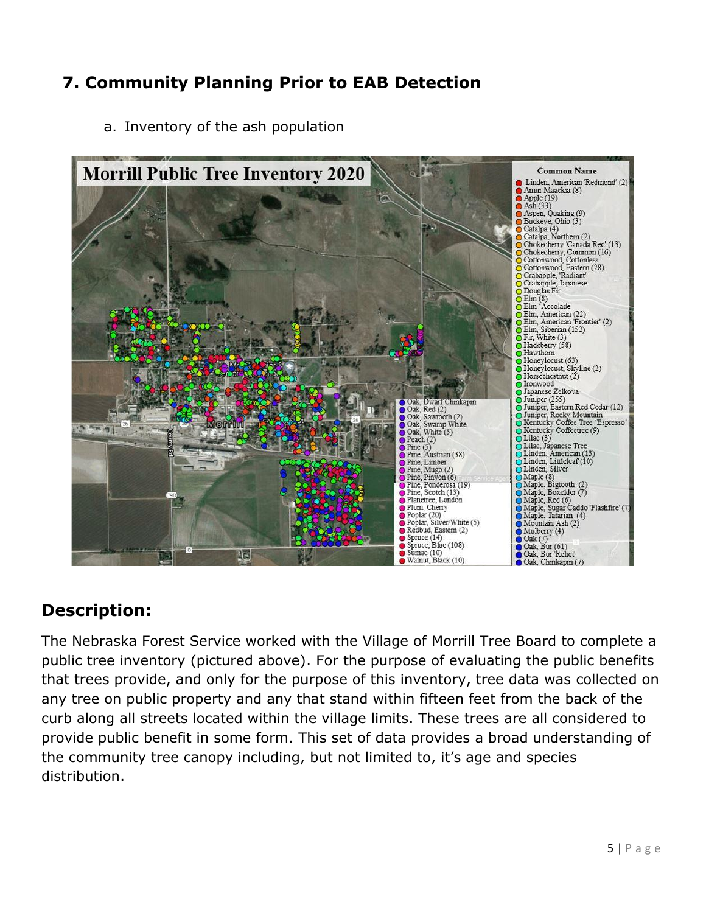## 7. Community Planning Prior to EAB Detection

a. Inventory of the ash population

**Morrill Public Tree Inventory 2020**

**Common Name**

- Linden, American 'Redmond' (2)
- Amur Maackia (8)
- Apple (19)
- Ash (33)
- Aspen, Quaking (9)
- Buckeye, Ohio (3)
- Catalpa (4)
- Catalpa, Northern (2)
- Chokecherry 'Canada Red' (13)
- Chokecherry, Common (16)
- Cottonwood, Cottonless
- Cottonwood, Eastern (28)
- Crabapple, 'Radiant'
- Crabapple, Japanese
- Douglas Fir
- Elm (8)
- Elm 'Accolade'
- Elm, American (22)
- Elm, American 'Frontier' (2)
- Elm, Siberian (152)
- Fir, White (3)
- Hackberry (58)
- Hawthorn
- Honeylocust (63)
- Honeylocust, Skyline (2)
- Horsechestnut (2)
- Ironwood
- Japanese Zelkova
- Juniper (255)
- Juniper, Eastern Red Cedar (12)
- Juniper, Rocky Mountain
- Kentucky Coffee Tree 'Espresso'
- Kentucky Coffeetree (9)
- Lilac (3)
- Lilac, Japanese Tree
- Linden, American (13)
- Linden, Littleleaf (10)
- Linden, Silver
- Maple (8)
- Maple, Bigtooth (2)
- Maple, Boxelder (7)
- Maple, Red (6)
- Maple, Sugar Caddo 'Flashfire' (7)
- Maple, Tatarian (4)
- Mountain Ash (2)
- Mulberry (4)
- Oak (7)
- Oak, Bur (61)
- Oak, Bur 'Relict'
- Oak, Chinkapin (7)
- Oak, Dwarf Chinkapin
- Oak, Red (2)
- Oak, Sawtooth (2)
- Oak, Swamp White
- Oak, White (5)
- Peach (2)
- Pine (5)
- Pine, Austrian (38)
- Pine, Limber
- Pine, Mugo (2)
- Pine, Pinyon (6)
- Pine, Ponderosa (19)
- Pine, Scotch (13)
- Planetree, London
- Plum, Cherry
- Poplar (20)
- Poplar, Silver/White (5)
- Redbud, Eastern (2)
- Spruce (14)
- Spruce, Blue (108)
- Sumac (10)
- Walnut, Black (10)

## Description:

The Nebraska Forest Service worked with the Village of Morrill Tree Board to complete a public tree inventory (pictured above). For the purpose of evaluating the public benefits that trees provide, and only for the purpose of this inventory, tree data was collected on any tree on public property and any that stand within fifteen feet from the back of the curb along all streets located within the village limits. These trees are all considered to provide public benefit in some form. This set of data provides a broad understanding of the community tree canopy including, but not limited to, it's age and species distribution.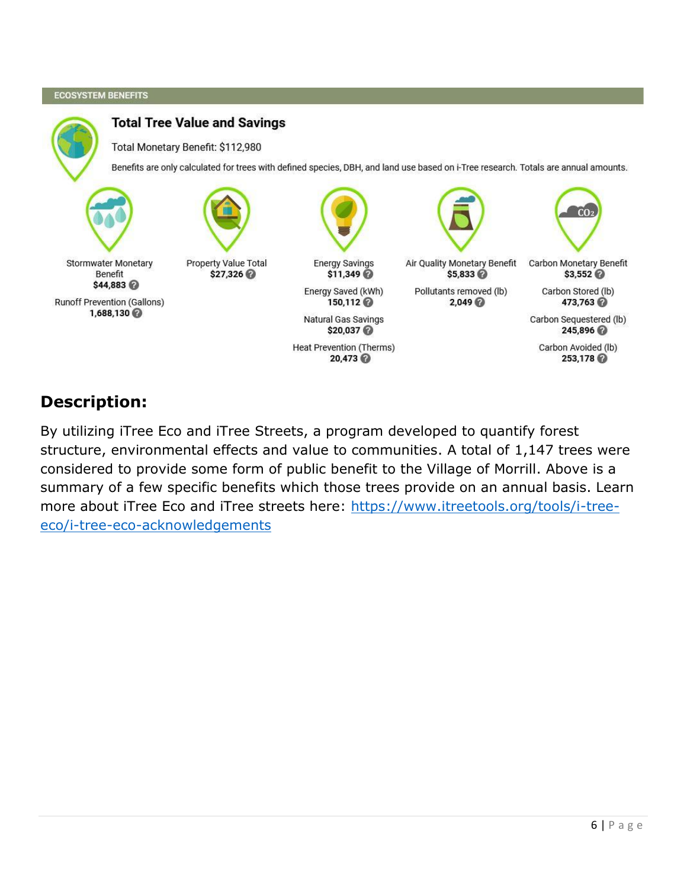ECOSYSTEM BENEFITS

## Total Tree Value and Savings

Total Monetary Benefit: $112,980

Benefits are only calculated for trees with defined species, DBH, and land use based on i-Tree research. Totals are annual amounts.

Stormwater Monetary Benefit
**$44,883**

Runoff Prevention (Gallons)
**1,688,130**

Property Value Total
**$27,326**

Energy Savings
**$11,349**

Energy Saved (kWh)
**150,112**

Natural Gas Savings
**$20,037**

Heat Prevention (Therms)
**20,473**

Air Quality Monetary Benefit
**$5,833**

Pollutants removed (lb)
**2,049**

Carbon Monetary Benefit
**$3,552**

Carbon Stored (lb)
**473,763**

Carbon Sequestered (lb)
**245,896**

Carbon Avoided (lb)
**253,178**

## Description:

By utilizing iTree Eco and iTree Streets, a program developed to quantify forest structure, environmental effects and value to communities. A total of 1,147 trees were considered to provide some form of public benefit to the Village of Morrill. Above is a summary of a few specific benefits which those trees provide on an annual basis. Learn more about iTree Eco and iTree streets here: [https://www.itreetools.org/tools/i-tree-eco/i-tree-eco-acknowledgements](https://www.itreetools.org/tools/i-tree-eco/i-tree-eco-acknowledgements)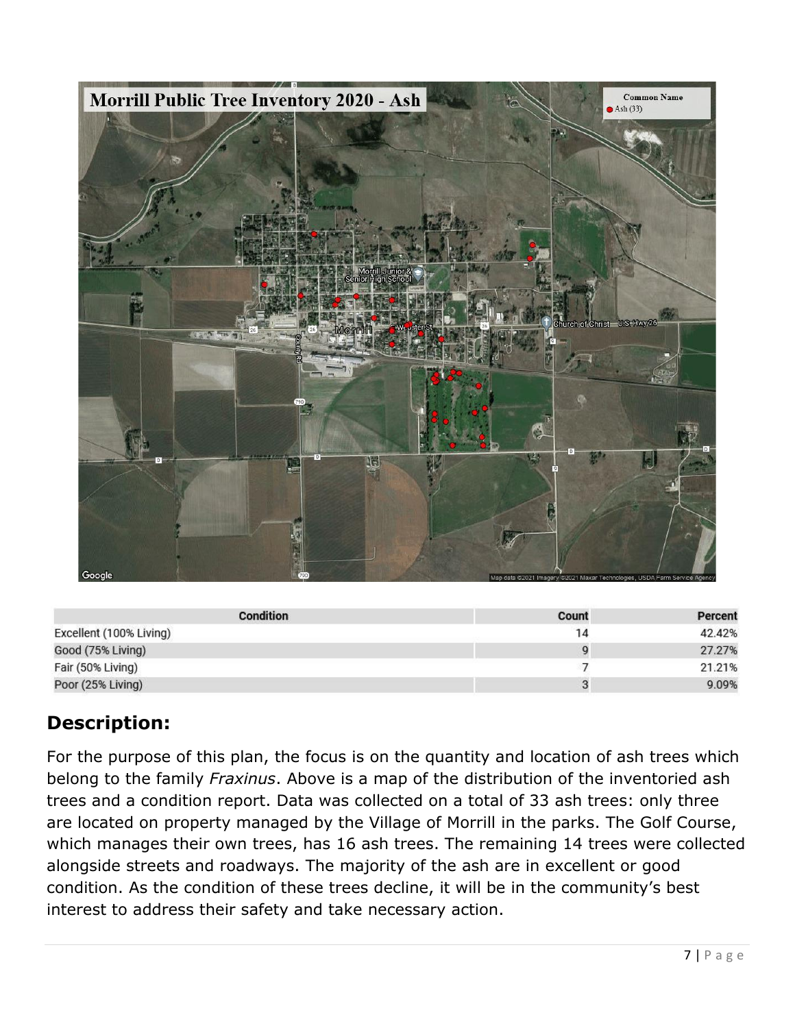| Condition | Count | Percent |
|---|---|---|
| Excellent (100% Living) | 14 | 42.42% |
| Good (75% Living) | 9 | 27.27% |
| Fair (50% Living) | 7 | 21.21% |
| Poor (25% Living) | 3 | 9.09% |

## Description:

For the purpose of this plan, the focus is on the quantity and location of ash trees which belong to the family *Fraxinus*. Above is a map of the distribution of the inventoried ash trees and a condition report. Data was collected on a total of 33 ash trees: only three are located on property managed by the Village of Morrill in the parks. The Golf Course, which manages their own trees, has 16 ash trees. The remaining 14 trees were collected alongside streets and roadways. The majority of the ash are in excellent or good condition. As the condition of these trees decline, it will be in the community's best interest to address their safety and take necessary action.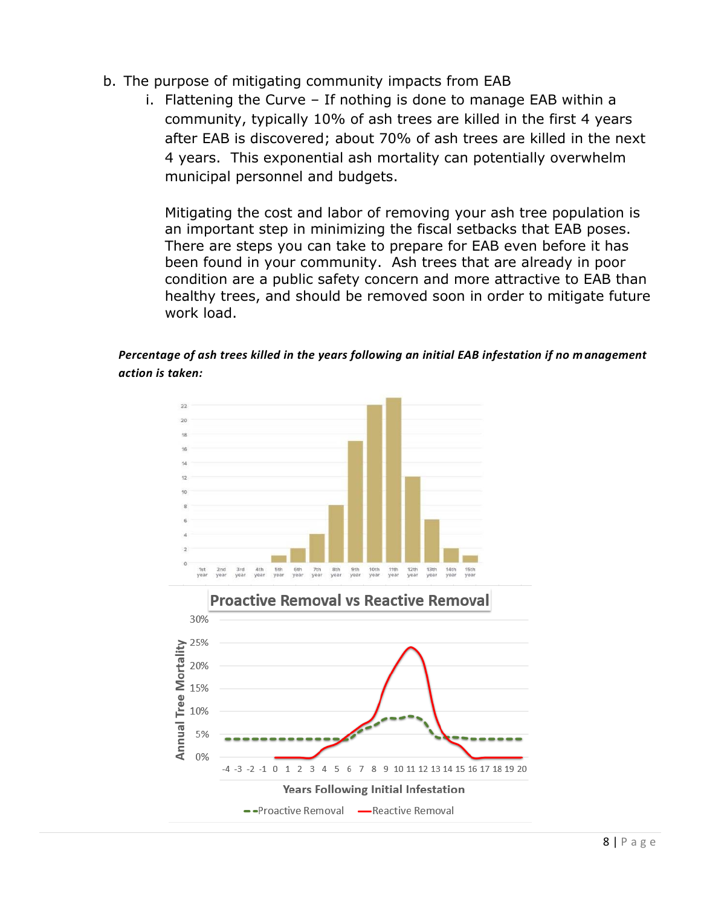b. The purpose of mitigating community impacts from EAB

   i. Flattening the Curve – If nothing is done to manage EAB within a community, typically 10% of ash trees are killed in the first 4 years after EAB is discovered; about 70% of ash trees are killed in the next 4 years. This exponential ash mortality can potentially overwhelm municipal personnel and budgets.

      Mitigating the cost and labor of removing your ash tree population is an important step in minimizing the fiscal setbacks that EAB poses. There are steps you can take to prepare for EAB even before it has been found in your community. Ash trees that are already in poor condition are a public safety concern and more attractive to EAB than healthy trees, and should be removed soon in order to mitigate future work load.

***Percentage of ash trees killed in the years following an initial EAB infestation if no management action is taken:***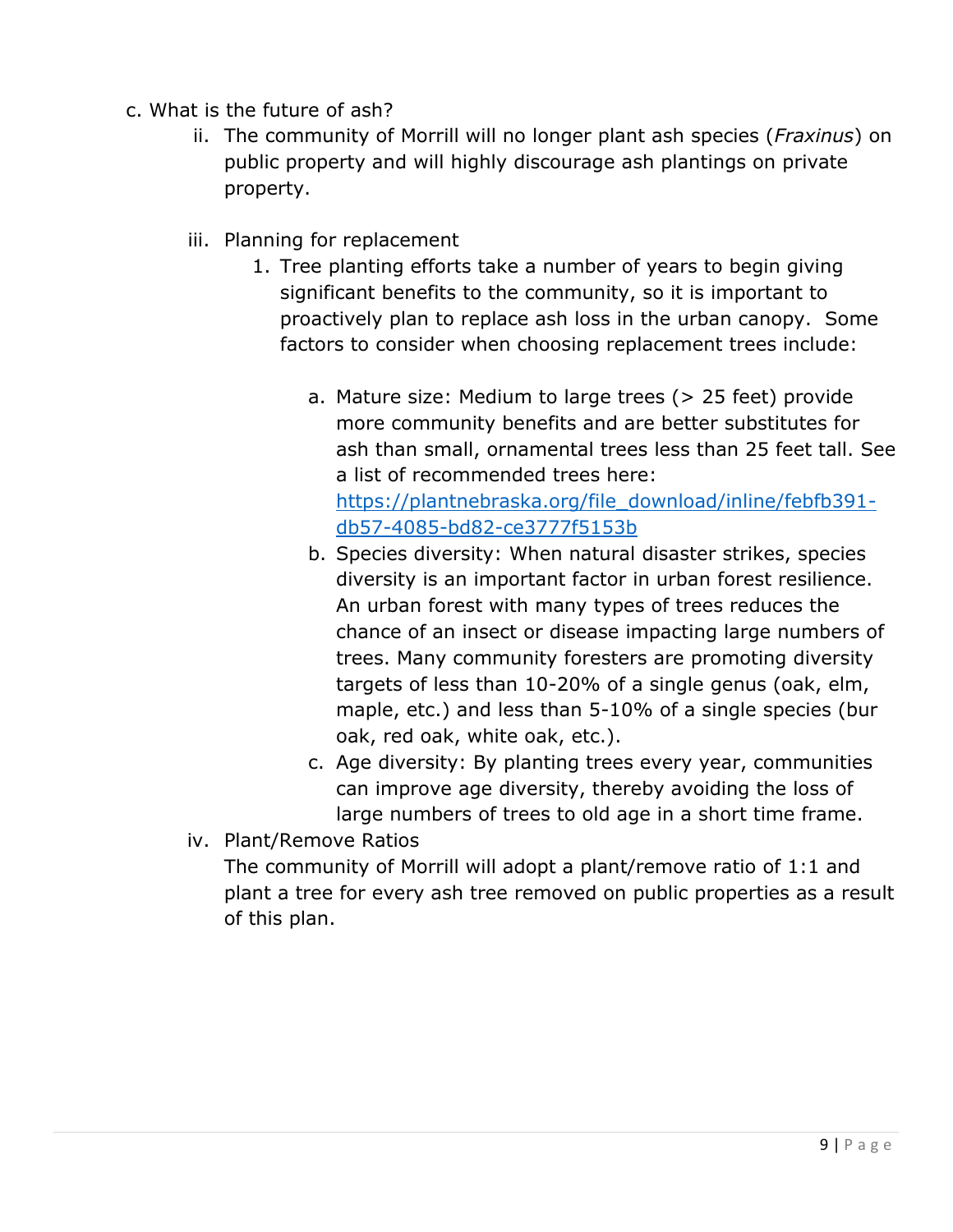c. What is the future of ash?

   ii. The community of Morrill will no longer plant ash species (*Fraxinus*) on public property and will highly discourage ash plantings on private property.

   iii. Planning for replacement

      1. Tree planting efforts take a number of years to begin giving significant benefits to the community, so it is important to proactively plan to replace ash loss in the urban canopy. Some factors to consider when choosing replacement trees include:

         a. Mature size: Medium to large trees (> 25 feet) provide more community benefits and are better substitutes for ash than small, ornamental trees less than 25 feet tall. See a list of recommended trees here: [https://plantnebraska.org/file_download/inline/febfb391-db57-4085-bd82-ce3777f5153b](https://plantnebraska.org/file_download/inline/febfb391-db57-4085-bd82-ce3777f5153b)
         b. Species diversity: When natural disaster strikes, species diversity is an important factor in urban forest resilience. An urban forest with many types of trees reduces the chance of an insect or disease impacting large numbers of trees. Many community foresters are promoting diversity targets of less than 10-20% of a single genus (oak, elm, maple, etc.) and less than 5-10% of a single species (bur oak, red oak, white oak, etc.).
         c. Age diversity: By planting trees every year, communities can improve age diversity, thereby avoiding the loss of large numbers of trees to old age in a short time frame.

   iv. Plant/Remove Ratios

   The community of Morrill will adopt a plant/remove ratio of 1:1 and plant a tree for every ash tree removed on public properties as a result of this plan.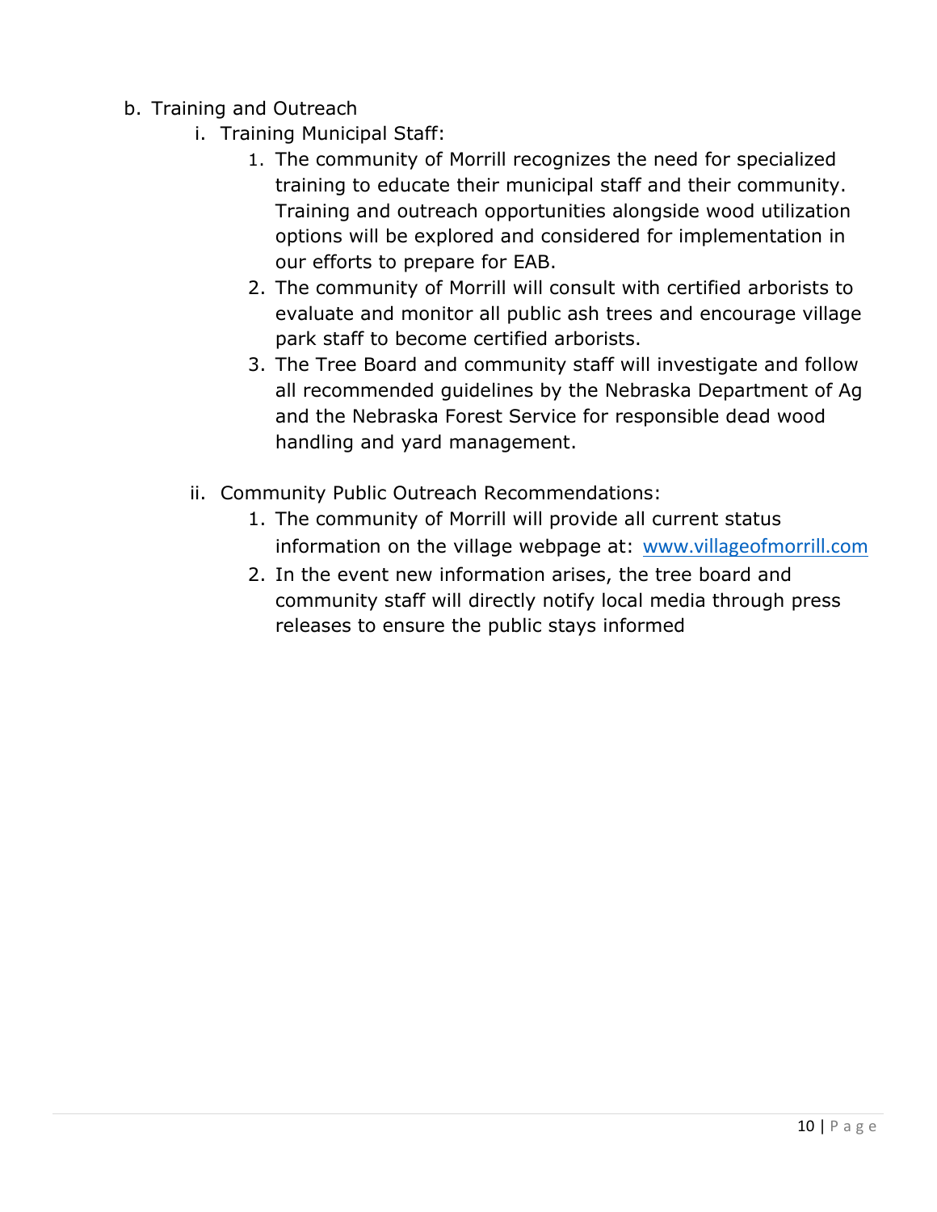b. Training and Outreach

   i. Training Municipal Staff:

      1. The community of Morrill recognizes the need for specialized training to educate their municipal staff and their community. Training and outreach opportunities alongside wood utilization options will be explored and considered for implementation in our efforts to prepare for EAB.
      2. The community of Morrill will consult with certified arborists to evaluate and monitor all public ash trees and encourage village park staff to become certified arborists.
      3. The Tree Board and community staff will investigate and follow all recommended guidelines by the Nebraska Department of Ag and the Nebraska Forest Service for responsible dead wood handling and yard management.

   ii. Community Public Outreach Recommendations:

      1. The community of Morrill will provide all current status information on the village webpage at: www.villageofmorrill.com
      2. In the event new information arises, the tree board and community staff will directly notify local media through press releases to ensure the public stays informed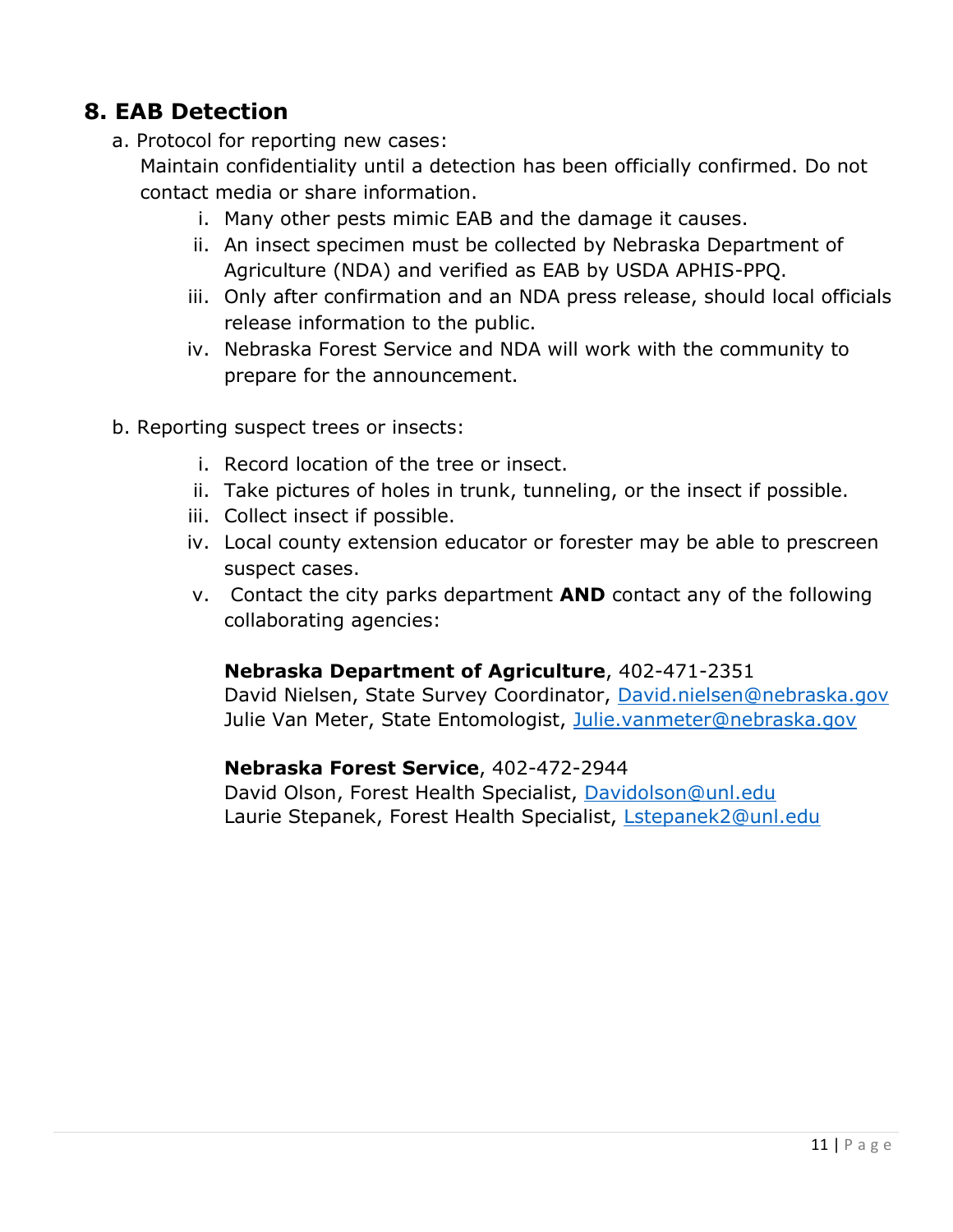## 8. EAB Detection

a. Protocol for reporting new cases:

Maintain confidentiality until a detection has been officially confirmed. Do not contact media or share information.

   i. Many other pests mimic EAB and the damage it causes.
   ii. An insect specimen must be collected by Nebraska Department of Agriculture (NDA) and verified as EAB by USDA APHIS-PPQ.
   iii. Only after confirmation and an NDA press release, should local officials release information to the public.
   iv. Nebraska Forest Service and NDA will work with the community to prepare for the announcement.

b. Reporting suspect trees or insects:

   i. Record location of the tree or insect.
   ii. Take pictures of holes in trunk, tunneling, or the insect if possible.
   iii. Collect insect if possible.
   iv. Local county extension educator or forester may be able to prescreen suspect cases.
   v. Contact the city parks department **AND** contact any of the following collaborating agencies:

**Nebraska Department of Agriculture**, 402-471-2351
David Nielsen, State Survey Coordinator, David.nielsen@nebraska.gov
Julie Van Meter, State Entomologist, Julie.vanmeter@nebraska.gov

**Nebraska Forest Service**, 402-472-2944
David Olson, Forest Health Specialist, Davidolson@unl.edu
Laurie Stepanek, Forest Health Specialist, Lstepanek2@unl.edu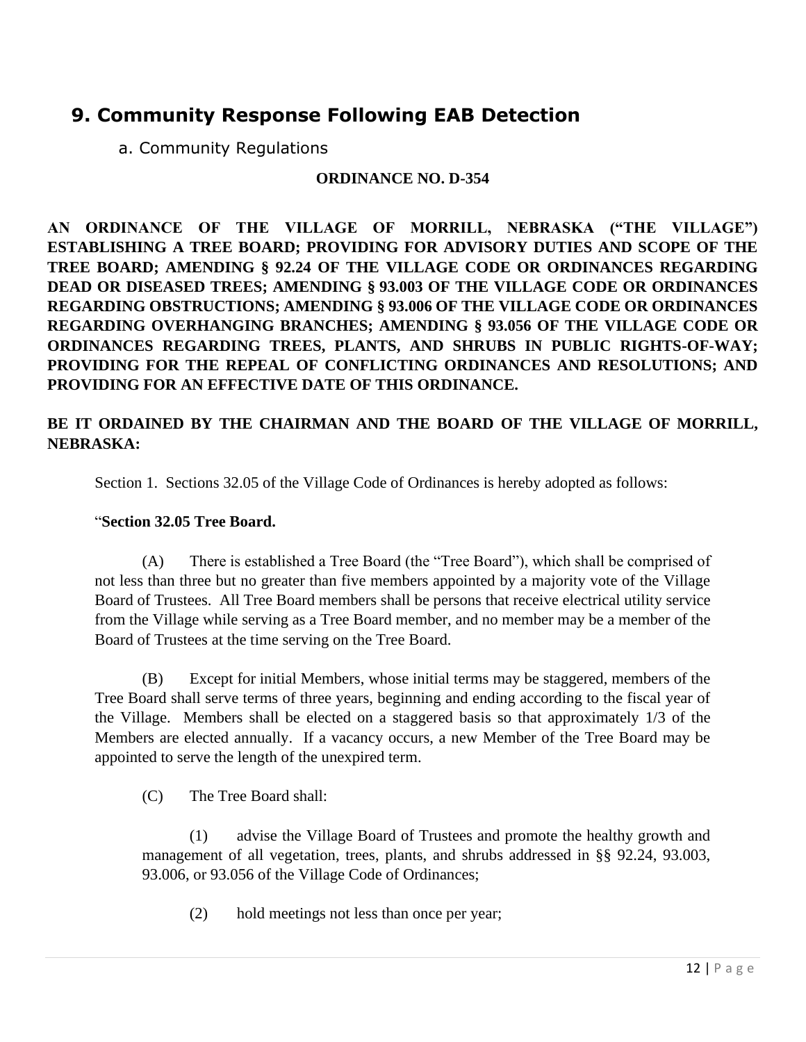## 9. Community Response Following EAB Detection

### a. Community Regulations

**ORDINANCE NO. D-354**

**AN ORDINANCE OF THE VILLAGE OF MORRILL, NEBRASKA ("THE VILLAGE") ESTABLISHING A TREE BOARD; PROVIDING FOR ADVISORY DUTIES AND SCOPE OF THE TREE BOARD; AMENDING § 92.24 OF THE VILLAGE CODE OR ORDINANCES REGARDING DEAD OR DISEASED TREES; AMENDING § 93.003 OF THE VILLAGE CODE OR ORDINANCES REGARDING OBSTRUCTIONS; AMENDING § 93.006 OF THE VILLAGE CODE OR ORDINANCES REGARDING OVERHANGING BRANCHES; AMENDING § 93.056 OF THE VILLAGE CODE OR ORDINANCES REGARDING TREES, PLANTS, AND SHRUBS IN PUBLIC RIGHTS-OF-WAY; PROVIDING FOR THE REPEAL OF CONFLICTING ORDINANCES AND RESOLUTIONS; AND PROVIDING FOR AN EFFECTIVE DATE OF THIS ORDINANCE.**

**BE IT ORDAINED BY THE CHAIRMAN AND THE BOARD OF THE VILLAGE OF MORRILL, NEBRASKA:**

Section 1. Sections 32.05 of the Village Code of Ordinances is hereby adopted as follows:

"**Section 32.05 Tree Board.**

(A) There is established a Tree Board (the "Tree Board"), which shall be comprised of not less than three but no greater than five members appointed by a majority vote of the Village Board of Trustees. All Tree Board members shall be persons that receive electrical utility service from the Village while serving as a Tree Board member, and no member may be a member of the Board of Trustees at the time serving on the Tree Board.

(B) Except for initial Members, whose initial terms may be staggered, members of the Tree Board shall serve terms of three years, beginning and ending according to the fiscal year of the Village. Members shall be elected on a staggered basis so that approximately 1/3 of the Members are elected annually. If a vacancy occurs, a new Member of the Tree Board may be appointed to serve the length of the unexpired term.

(C) The Tree Board shall:

(1) advise the Village Board of Trustees and promote the healthy growth and management of all vegetation, trees, plants, and shrubs addressed in §§ 92.24, 93.003, 93.006, or 93.056 of the Village Code of Ordinances;

(2) hold meetings not less than once per year;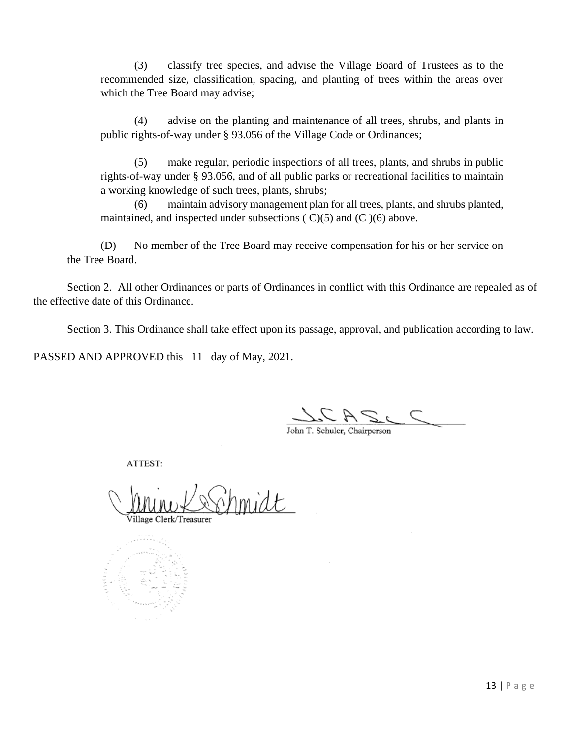(3) classify tree species, and advise the Village Board of Trustees as to the recommended size, classification, spacing, and planting of trees within the areas over which the Tree Board may advise;

(4) advise on the planting and maintenance of all trees, shrubs, and plants in public rights-of-way under § 93.056 of the Village Code or Ordinances;

(5) make regular, periodic inspections of all trees, plants, and shrubs in public rights-of-way under § 93.056, and of all public parks or recreational facilities to maintain a working knowledge of such trees, plants, shrubs;

(6) maintain advisory management plan for all trees, plants, and shrubs planted, maintained, and inspected under subsections ( C)(5) and (C )(6) above.

(D) No member of the Tree Board may receive compensation for his or her service on the Tree Board.

Section 2. All other Ordinances or parts of Ordinances in conflict with this Ordinance are repealed as of the effective date of this Ordinance.

Section 3. This Ordinance shall take effect upon its passage, approval, and publication according to law.

PASSED AND APPROVED this 11 day of May, 2021.

John T. Schuler, Chairperson

ATTEST:

Janine K Schmidt
Village Clerk/Treasurer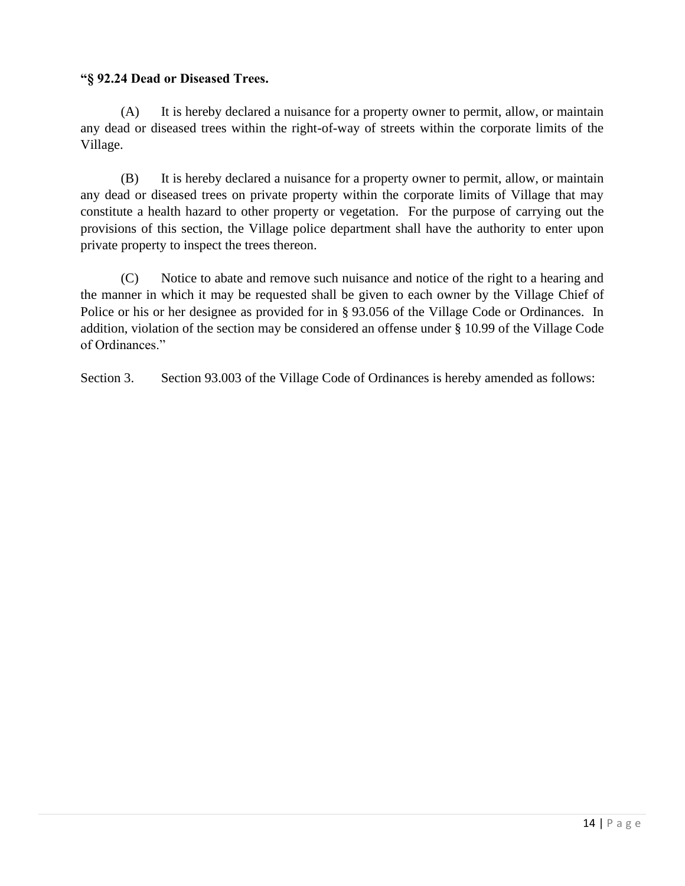**“§ 92.24 Dead or Diseased Trees.**

(A) It is hereby declared a nuisance for a property owner to permit, allow, or maintain any dead or diseased trees within the right-of-way of streets within the corporate limits of the Village.

(B) It is hereby declared a nuisance for a property owner to permit, allow, or maintain any dead or diseased trees on private property within the corporate limits of Village that may constitute a health hazard to other property or vegetation. For the purpose of carrying out the provisions of this section, the Village police department shall have the authority to enter upon private property to inspect the trees thereon.

(C) Notice to abate and remove such nuisance and notice of the right to a hearing and the manner in which it may be requested shall be given to each owner by the Village Chief of Police or his or her designee as provided for in § 93.056 of the Village Code or Ordinances. In addition, violation of the section may be considered an offense under § 10.99 of the Village Code of Ordinances.”

Section 3. Section 93.003 of the Village Code of Ordinances is hereby amended as follows: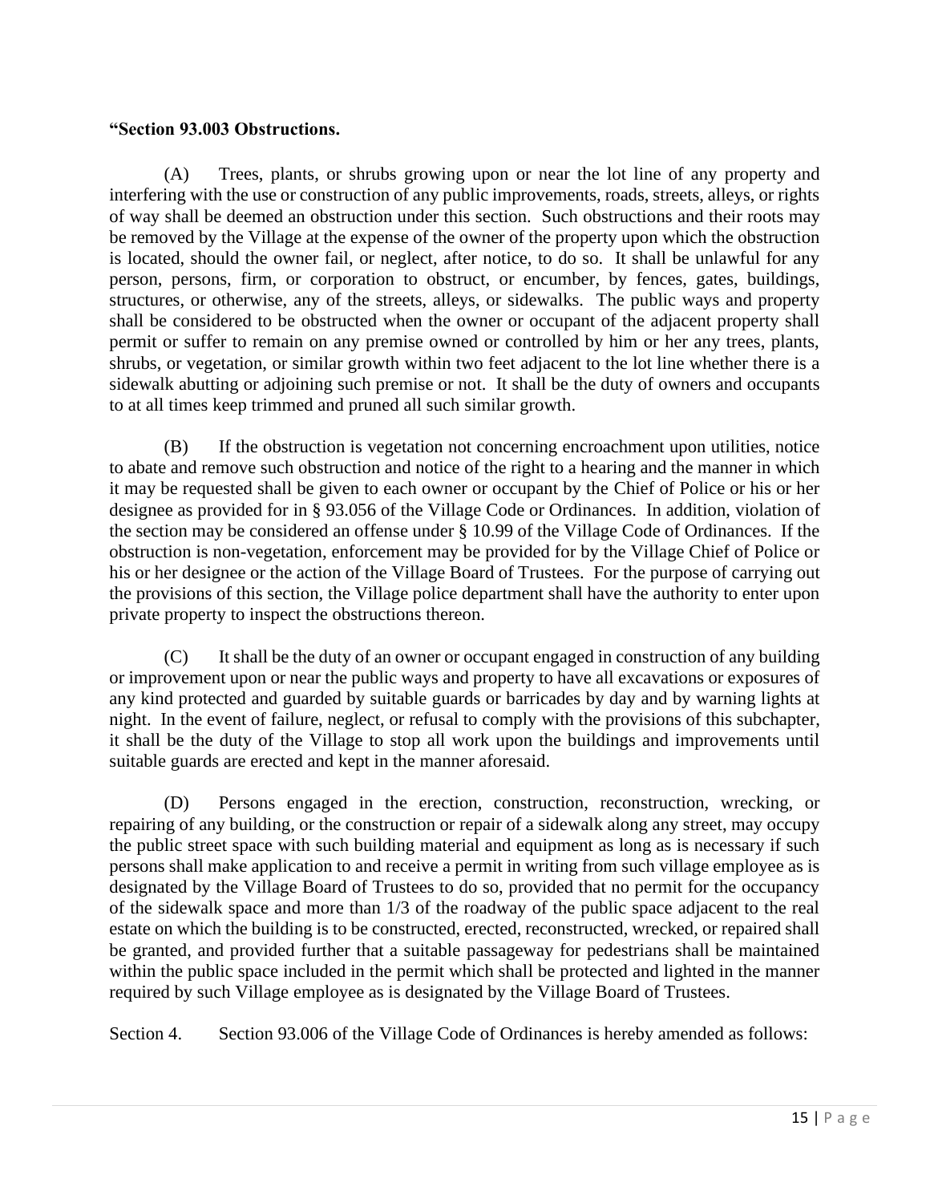**“Section 93.003 Obstructions.**

(A) Trees, plants, or shrubs growing upon or near the lot line of any property and interfering with the use or construction of any public improvements, roads, streets, alleys, or rights of way shall be deemed an obstruction under this section. Such obstructions and their roots may be removed by the Village at the expense of the owner of the property upon which the obstruction is located, should the owner fail, or neglect, after notice, to do so. It shall be unlawful for any person, persons, firm, or corporation to obstruct, or encumber, by fences, gates, buildings, structures, or otherwise, any of the streets, alleys, or sidewalks. The public ways and property shall be considered to be obstructed when the owner or occupant of the adjacent property shall permit or suffer to remain on any premise owned or controlled by him or her any trees, plants, shrubs, or vegetation, or similar growth within two feet adjacent to the lot line whether there is a sidewalk abutting or adjoining such premise or not. It shall be the duty of owners and occupants to at all times keep trimmed and pruned all such similar growth.

(B) If the obstruction is vegetation not concerning encroachment upon utilities, notice to abate and remove such obstruction and notice of the right to a hearing and the manner in which it may be requested shall be given to each owner or occupant by the Chief of Police or his or her designee as provided for in § 93.056 of the Village Code or Ordinances. In addition, violation of the section may be considered an offense under § 10.99 of the Village Code of Ordinances. If the obstruction is non-vegetation, enforcement may be provided for by the Village Chief of Police or his or her designee or the action of the Village Board of Trustees. For the purpose of carrying out the provisions of this section, the Village police department shall have the authority to enter upon private property to inspect the obstructions thereon.

(C) It shall be the duty of an owner or occupant engaged in construction of any building or improvement upon or near the public ways and property to have all excavations or exposures of any kind protected and guarded by suitable guards or barricades by day and by warning lights at night. In the event of failure, neglect, or refusal to comply with the provisions of this subchapter, it shall be the duty of the Village to stop all work upon the buildings and improvements until suitable guards are erected and kept in the manner aforesaid.

(D) Persons engaged in the erection, construction, reconstruction, wrecking, or repairing of any building, or the construction or repair of a sidewalk along any street, may occupy the public street space with such building material and equipment as long as is necessary if such persons shall make application to and receive a permit in writing from such village employee as is designated by the Village Board of Trustees to do so, provided that no permit for the occupancy of the sidewalk space and more than 1/3 of the roadway of the public space adjacent to the real estate on which the building is to be constructed, erected, reconstructed, wrecked, or repaired shall be granted, and provided further that a suitable passageway for pedestrians shall be maintained within the public space included in the permit which shall be protected and lighted in the manner required by such Village employee as is designated by the Village Board of Trustees.

Section 4. Section 93.006 of the Village Code of Ordinances is hereby amended as follows: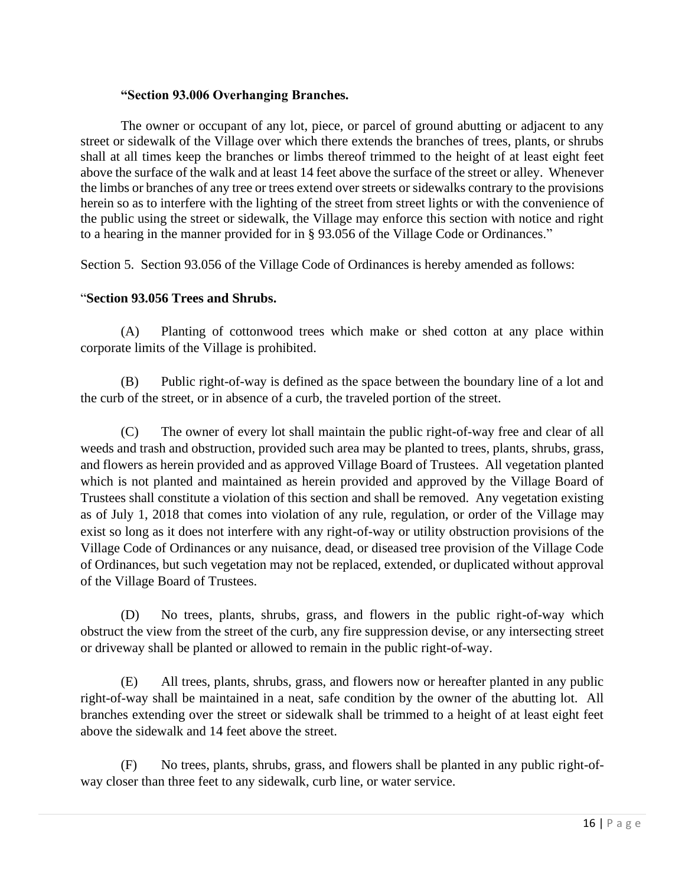**"Section 93.006 Overhanging Branches.**

The owner or occupant of any lot, piece, or parcel of ground abutting or adjacent to any street or sidewalk of the Village over which there extends the branches of trees, plants, or shrubs shall at all times keep the branches or limbs thereof trimmed to the height of at least eight feet above the surface of the walk and at least 14 feet above the surface of the street or alley. Whenever the limbs or branches of any tree or trees extend over streets or sidewalks contrary to the provisions herein so as to interfere with the lighting of the street from street lights or with the convenience of the public using the street or sidewalk, the Village may enforce this section with notice and right to a hearing in the manner provided for in § 93.056 of the Village Code or Ordinances."

Section 5. Section 93.056 of the Village Code of Ordinances is hereby amended as follows:

"**Section 93.056 Trees and Shrubs.**

(A) Planting of cottonwood trees which make or shed cotton at any place within corporate limits of the Village is prohibited.

(B) Public right-of-way is defined as the space between the boundary line of a lot and the curb of the street, or in absence of a curb, the traveled portion of the street.

(C) The owner of every lot shall maintain the public right-of-way free and clear of all weeds and trash and obstruction, provided such area may be planted to trees, plants, shrubs, grass, and flowers as herein provided and as approved Village Board of Trustees. All vegetation planted which is not planted and maintained as herein provided and approved by the Village Board of Trustees shall constitute a violation of this section and shall be removed. Any vegetation existing as of July 1, 2018 that comes into violation of any rule, regulation, or order of the Village may exist so long as it does not interfere with any right-of-way or utility obstruction provisions of the Village Code of Ordinances or any nuisance, dead, or diseased tree provision of the Village Code of Ordinances, but such vegetation may not be replaced, extended, or duplicated without approval of the Village Board of Trustees.

(D) No trees, plants, shrubs, grass, and flowers in the public right-of-way which obstruct the view from the street of the curb, any fire suppression devise, or any intersecting street or driveway shall be planted or allowed to remain in the public right-of-way.

(E) All trees, plants, shrubs, grass, and flowers now or hereafter planted in any public right-of-way shall be maintained in a neat, safe condition by the owner of the abutting lot. All branches extending over the street or sidewalk shall be trimmed to a height of at least eight feet above the sidewalk and 14 feet above the street.

(F) No trees, plants, shrubs, grass, and flowers shall be planted in any public right-of-way closer than three feet to any sidewalk, curb line, or water service.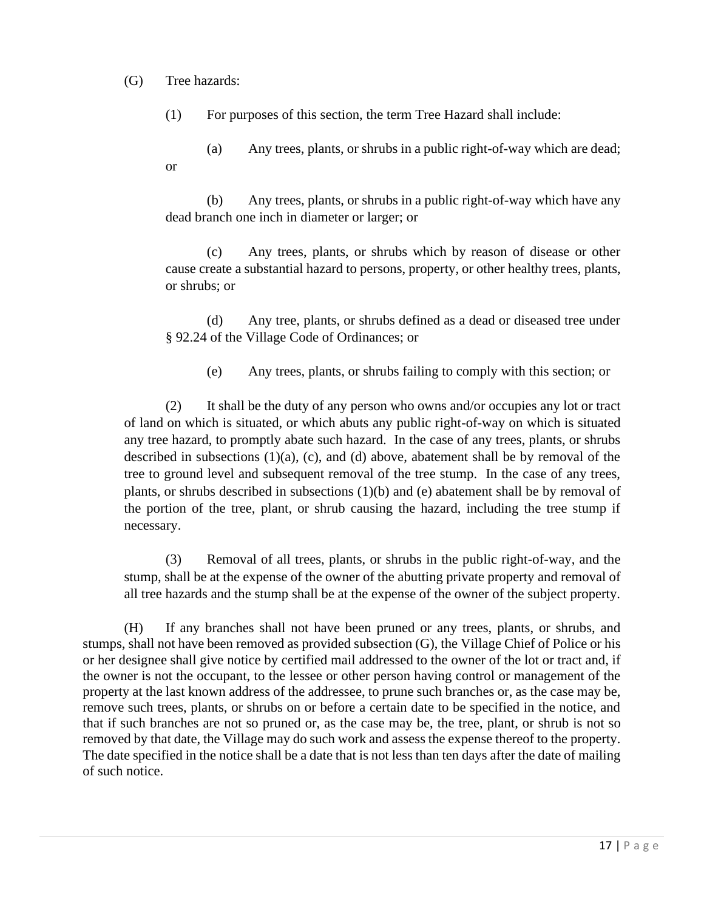(G) Tree hazards:

(1) For purposes of this section, the term Tree Hazard shall include:

(a) Any trees, plants, or shrubs in a public right-of-way which are dead; or

(b) Any trees, plants, or shrubs in a public right-of-way which have any dead branch one inch in diameter or larger; or

(c) Any trees, plants, or shrubs which by reason of disease or other cause create a substantial hazard to persons, property, or other healthy trees, plants, or shrubs; or

(d) Any tree, plants, or shrubs defined as a dead or diseased tree under § 92.24 of the Village Code of Ordinances; or

(e) Any trees, plants, or shrubs failing to comply with this section; or

(2) It shall be the duty of any person who owns and/or occupies any lot or tract of land on which is situated, or which abuts any public right-of-way on which is situated any tree hazard, to promptly abate such hazard. In the case of any trees, plants, or shrubs described in subsections (1)(a), (c), and (d) above, abatement shall be by removal of the tree to ground level and subsequent removal of the tree stump. In the case of any trees, plants, or shrubs described in subsections (1)(b) and (e) abatement shall be by removal of the portion of the tree, plant, or shrub causing the hazard, including the tree stump if necessary.

(3) Removal of all trees, plants, or shrubs in the public right-of-way, and the stump, shall be at the expense of the owner of the abutting private property and removal of all tree hazards and the stump shall be at the expense of the owner of the subject property.

(H) If any branches shall not have been pruned or any trees, plants, or shrubs, and stumps, shall not have been removed as provided subsection (G), the Village Chief of Police or his or her designee shall give notice by certified mail addressed to the owner of the lot or tract and, if the owner is not the occupant, to the lessee or other person having control or management of the property at the last known address of the addressee, to prune such branches or, as the case may be, remove such trees, plants, or shrubs on or before a certain date to be specified in the notice, and that if such branches are not so pruned or, as the case may be, the tree, plant, or shrub is not so removed by that date, the Village may do such work and assess the expense thereof to the property. The date specified in the notice shall be a date that is not less than ten days after the date of mailing of such notice.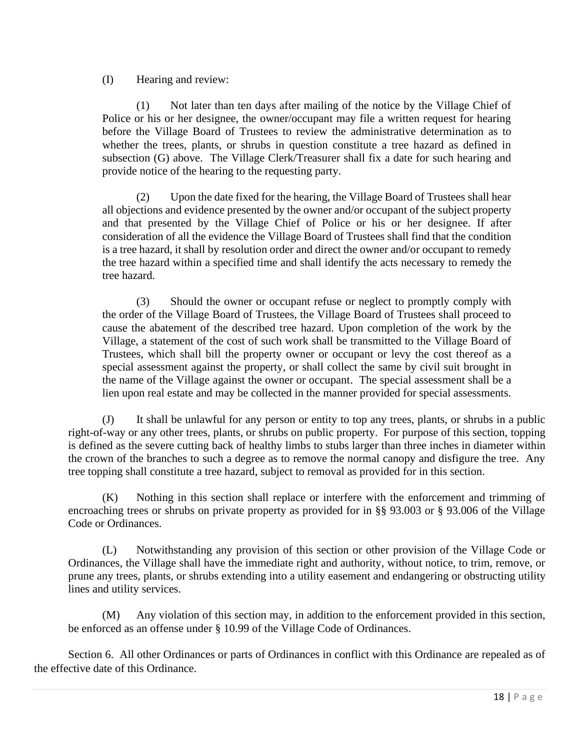(I) Hearing and review:

(1) Not later than ten days after mailing of the notice by the Village Chief of Police or his or her designee, the owner/occupant may file a written request for hearing before the Village Board of Trustees to review the administrative determination as to whether the trees, plants, or shrubs in question constitute a tree hazard as defined in subsection (G) above. The Village Clerk/Treasurer shall fix a date for such hearing and provide notice of the hearing to the requesting party.

(2) Upon the date fixed for the hearing, the Village Board of Trustees shall hear all objections and evidence presented by the owner and/or occupant of the subject property and that presented by the Village Chief of Police or his or her designee. If after consideration of all the evidence the Village Board of Trustees shall find that the condition is a tree hazard, it shall by resolution order and direct the owner and/or occupant to remedy the tree hazard within a specified time and shall identify the acts necessary to remedy the tree hazard.

(3) Should the owner or occupant refuse or neglect to promptly comply with the order of the Village Board of Trustees, the Village Board of Trustees shall proceed to cause the abatement of the described tree hazard. Upon completion of the work by the Village, a statement of the cost of such work shall be transmitted to the Village Board of Trustees, which shall bill the property owner or occupant or levy the cost thereof as a special assessment against the property, or shall collect the same by civil suit brought in the name of the Village against the owner or occupant. The special assessment shall be a lien upon real estate and may be collected in the manner provided for special assessments.

(J) It shall be unlawful for any person or entity to top any trees, plants, or shrubs in a public right-of-way or any other trees, plants, or shrubs on public property. For purpose of this section, topping is defined as the severe cutting back of healthy limbs to stubs larger than three inches in diameter within the crown of the branches to such a degree as to remove the normal canopy and disfigure the tree. Any tree topping shall constitute a tree hazard, subject to removal as provided for in this section.

(K) Nothing in this section shall replace or interfere with the enforcement and trimming of encroaching trees or shrubs on private property as provided for in §§ 93.003 or § 93.006 of the Village Code or Ordinances.

(L) Notwithstanding any provision of this section or other provision of the Village Code or Ordinances, the Village shall have the immediate right and authority, without notice, to trim, remove, or prune any trees, plants, or shrubs extending into a utility easement and endangering or obstructing utility lines and utility services.

(M) Any violation of this section may, in addition to the enforcement provided in this section, be enforced as an offense under § 10.99 of the Village Code of Ordinances.

Section 6. All other Ordinances or parts of Ordinances in conflict with this Ordinance are repealed as of the effective date of this Ordinance.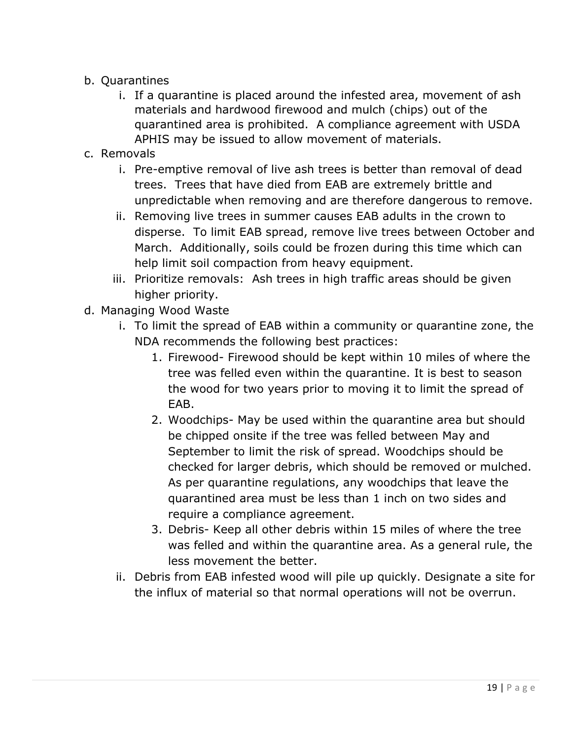b. Quarantines
    i. If a quarantine is placed around the infested area, movement of ash materials and hardwood firewood and mulch (chips) out of the quarantined area is prohibited. A compliance agreement with USDA APHIS may be issued to allow movement of materials.

c. Removals
    i. Pre-emptive removal of live ash trees is better than removal of dead trees. Trees that have died from EAB are extremely brittle and unpredictable when removing and are therefore dangerous to remove.
    ii. Removing live trees in summer causes EAB adults in the crown to disperse. To limit EAB spread, remove live trees between October and March. Additionally, soils could be frozen during this time which can help limit soil compaction from heavy equipment.
    iii. Prioritize removals: Ash trees in high traffic areas should be given higher priority.

d. Managing Wood Waste
    i. To limit the spread of EAB within a community or quarantine zone, the NDA recommends the following best practices:
        1. Firewood- Firewood should be kept within 10 miles of where the tree was felled even within the quarantine. It is best to season the wood for two years prior to moving it to limit the spread of EAB.
        2. Woodchips- May be used within the quarantine area but should be chipped onsite if the tree was felled between May and September to limit the risk of spread. Woodchips should be checked for larger debris, which should be removed or mulched. As per quarantine regulations, any woodchips that leave the quarantined area must be less than 1 inch on two sides and require a compliance agreement.
        3. Debris- Keep all other debris within 15 miles of where the tree was felled and within the quarantine area. As a general rule, the less movement the better.
    ii. Debris from EAB infested wood will pile up quickly. Designate a site for the influx of material so that normal operations will not be overrun.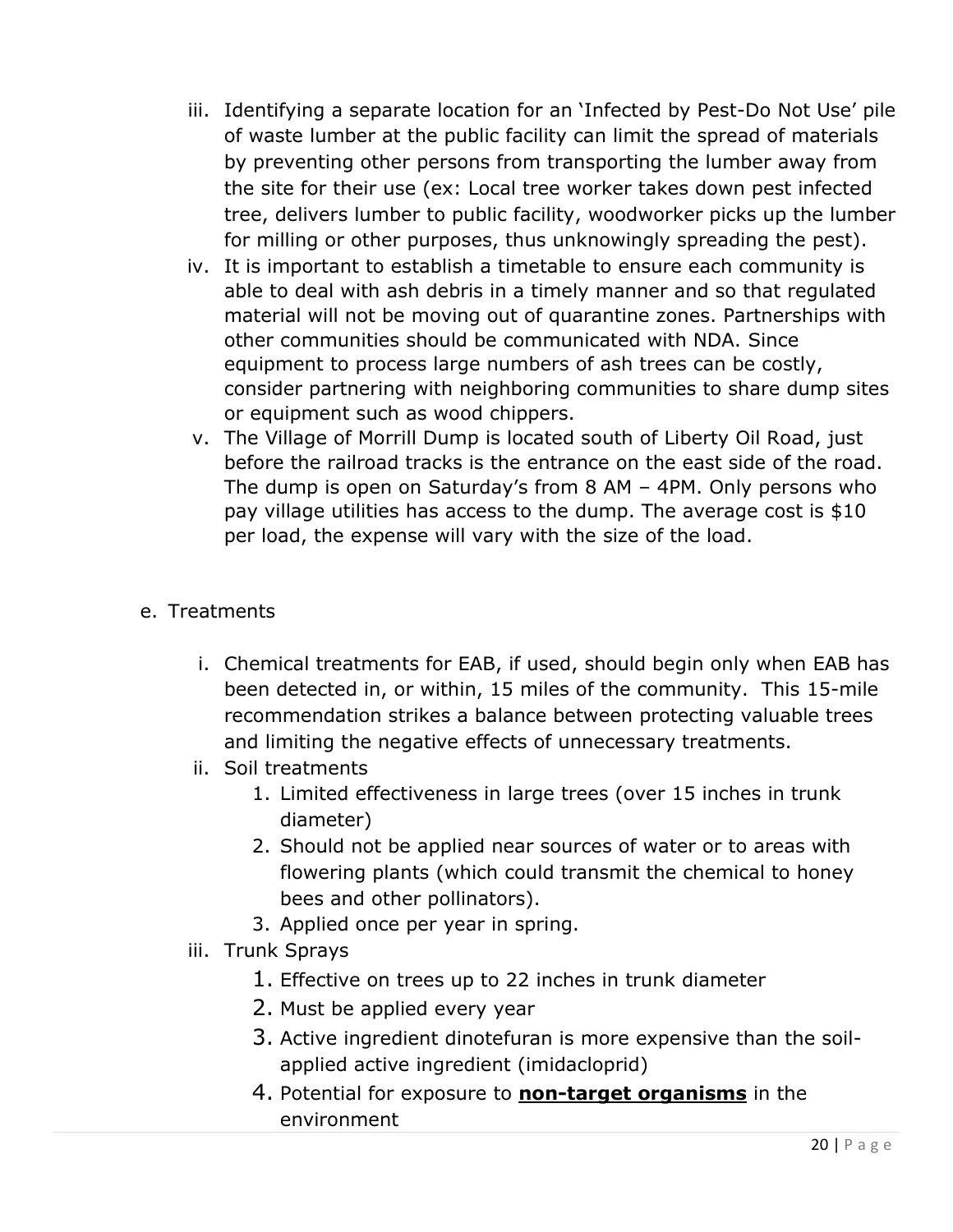iii. Identifying a separate location for an 'Infected by Pest-Do Not Use' pile of waste lumber at the public facility can limit the spread of materials by preventing other persons from transporting the lumber away from the site for their use (ex: Local tree worker takes down pest infected tree, delivers lumber to public facility, woodworker picks up the lumber for milling or other purposes, thus unknowingly spreading the pest).

iv. It is important to establish a timetable to ensure each community is able to deal with ash debris in a timely manner and so that regulated material will not be moving out of quarantine zones. Partnerships with other communities should be communicated with NDA. Since equipment to process large numbers of ash trees can be costly, consider partnering with neighboring communities to share dump sites or equipment such as wood chippers.

v. The Village of Morrill Dump is located south of Liberty Oil Road, just before the railroad tracks is the entrance on the east side of the road. The dump is open on Saturday's from 8 AM – 4PM. Only persons who pay village utilities has access to the dump. The average cost is $10 per load, the expense will vary with the size of the load.

e. Treatments

i. Chemical treatments for EAB, if used, should begin only when EAB has been detected in, or within, 15 miles of the community. This 15-mile recommendation strikes a balance between protecting valuable trees and limiting the negative effects of unnecessary treatments.

ii. Soil treatments
   1. Limited effectiveness in large trees (over 15 inches in trunk diameter)
   2. Should not be applied near sources of water or to areas with flowering plants (which could transmit the chemical to honey bees and other pollinators).
   3. Applied once per year in spring.

iii. Trunk Sprays
   1. Effective on trees up to 22 inches in trunk diameter
   2. Must be applied every year
   3. Active ingredient dinotefuran is more expensive than the soil-applied active ingredient (imidacloprid)
   4. Potential for exposure to **non-target organisms** in the environment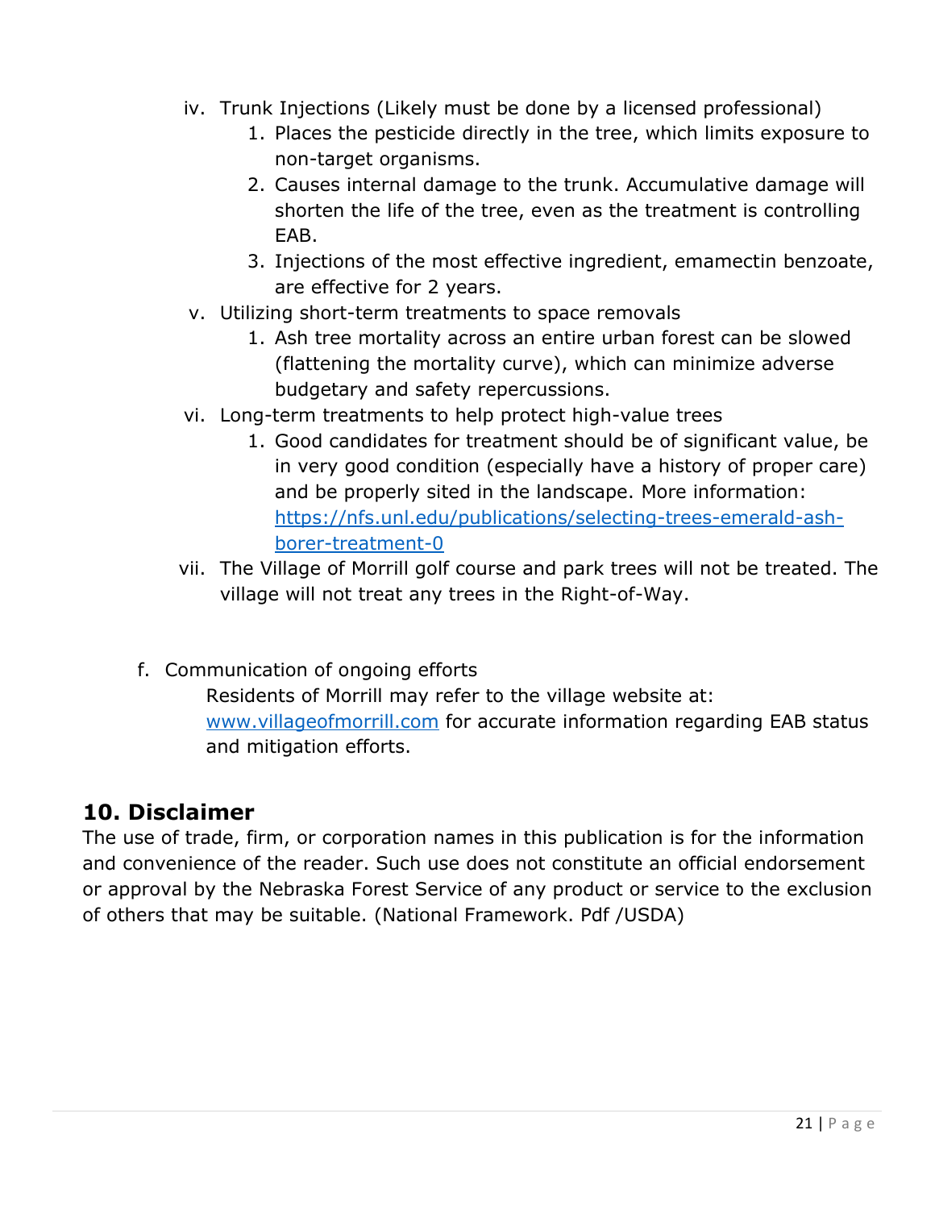iv. Trunk Injections (Likely must be done by a licensed professional)
    1. Places the pesticide directly in the tree, which limits exposure to non-target organisms.
    2. Causes internal damage to the trunk. Accumulative damage will shorten the life of the tree, even as the treatment is controlling EAB.
    3. Injections of the most effective ingredient, emamectin benzoate, are effective for 2 years.

v. Utilizing short-term treatments to space removals
    1. Ash tree mortality across an entire urban forest can be slowed (flattening the mortality curve), which can minimize adverse budgetary and safety repercussions.

vi. Long-term treatments to help protect high-value trees
    1. Good candidates for treatment should be of significant value, be in very good condition (especially have a history of proper care) and be properly sited in the landscape. More information: [https://nfs.unl.edu/publications/selecting-trees-emerald-ash-borer-treatment-0](https://nfs.unl.edu/publications/selecting-trees-emerald-ash-borer-treatment-0)

vii. The Village of Morrill golf course and park trees will not be treated. The village will not treat any trees in the Right-of-Way.

f. Communication of ongoing efforts

   Residents of Morrill may refer to the village website at: [www.villageofmorrill.com](http://www.villageofmorrill.com) for accurate information regarding EAB status and mitigation efforts.

## 10. Disclaimer

The use of trade, firm, or corporation names in this publication is for the information and convenience of the reader. Such use does not constitute an official endorsement or approval by the Nebraska Forest Service of any product or service to the exclusion of others that may be suitable. (National Framework. Pdf /USDA)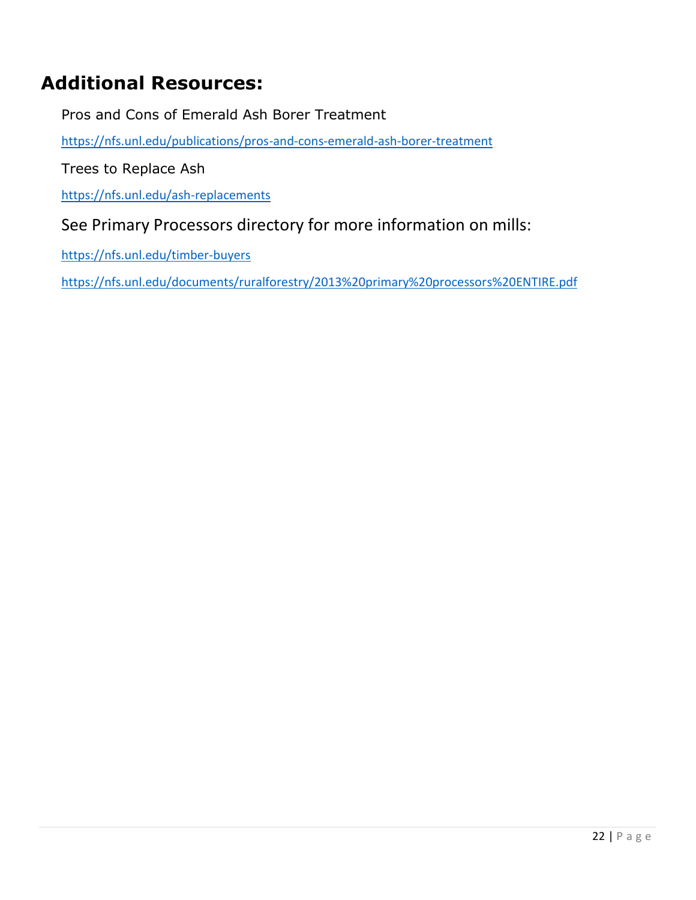# Additional Resources:

Pros and Cons of Emerald Ash Borer Treatment

https://nfs.unl.edu/publications/pros-and-cons-emerald-ash-borer-treatment

Trees to Replace Ash

https://nfs.unl.edu/ash-replacements

See Primary Processors directory for more information on mills:

https://nfs.unl.edu/timber-buyers

https://nfs.unl.edu/documents/ruralforestry/2013%20primary%20processors%20ENTIRE.pdf